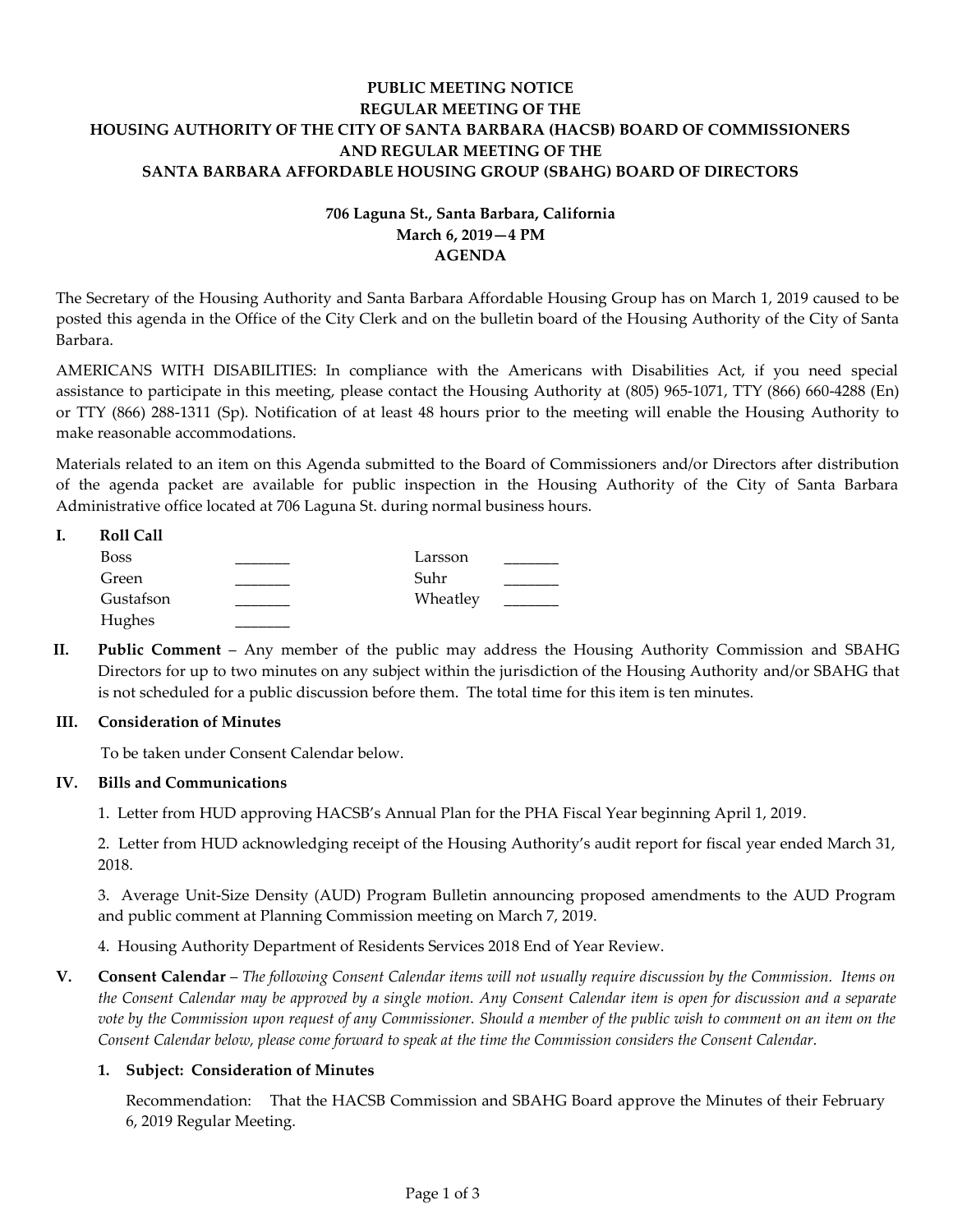**PUBLIC MEETING NOTICE**
**REGULAR MEETING OF THE**
**HOUSING AUTHORITY OF THE CITY OF SANTA BARBARA (HACSB) BOARD OF COMMISSIONERS**
**AND REGULAR MEETING OF THE**
**SANTA BARBARA AFFORDABLE HOUSING GROUP (SBAHG) BOARD OF DIRECTORS**

**706 Laguna St., Santa Barbara, California**
**March 6, 2019—4 PM**
**AGENDA**

The Secretary of the Housing Authority and Santa Barbara Affordable Housing Group has on March 1, 2019 caused to be posted this agenda in the Office of the City Clerk and on the bulletin board of the Housing Authority of the City of Santa Barbara.

AMERICANS WITH DISABILITIES: In compliance with the Americans with Disabilities Act, if you need special assistance to participate in this meeting, please contact the Housing Authority at (805) 965-1071, TTY (866) 660-4288 (En) or TTY (866) 288-1311 (Sp). Notification of at least 48 hours prior to the meeting will enable the Housing Authority to make reasonable accommodations.

Materials related to an item on this Agenda submitted to the Board of Commissioners and/or Directors after distribution of the agenda packet are available for public inspection in the Housing Authority of the City of Santa Barbara Administrative office located at 706 Laguna St. during normal business hours.

**I. Roll Call**

| | | | |
|---|---|---|---|
| Boss | _______ | Larsson | _______ |
| Green | _______ | Suhr | _______ |
| Gustafson | _______ | Wheatley | _______ |
| Hughes | _______ | | |

**II. Public Comment** – Any member of the public may address the Housing Authority Commission and SBAHG Directors for up to two minutes on any subject within the jurisdiction of the Housing Authority and/or SBAHG that is not scheduled for a public discussion before them. The total time for this item is ten minutes.

**III. Consideration of Minutes**

To be taken under Consent Calendar below.

**IV. Bills and Communications**

1. Letter from HUD approving HACSB's Annual Plan for the PHA Fiscal Year beginning April 1, 2019.

2. Letter from HUD acknowledging receipt of the Housing Authority's audit report for fiscal year ended March 31, 2018.

3. Average Unit-Size Density (AUD) Program Bulletin announcing proposed amendments to the AUD Program and public comment at Planning Commission meeting on March 7, 2019.

4. Housing Authority Department of Residents Services 2018 End of Year Review.

**V. Consent Calendar** – *The following Consent Calendar items will not usually require discussion by the Commission. Items on the Consent Calendar may be approved by a single motion. Any Consent Calendar item is open for discussion and a separate vote by the Commission upon request of any Commissioner. Should a member of the public wish to comment on an item on the Consent Calendar below, please come forward to speak at the time the Commission considers the Consent Calendar.*

**1. Subject: Consideration of Minutes**

Recommendation: That the HACSB Commission and SBAHG Board approve the Minutes of their February 6, 2019 Regular Meeting.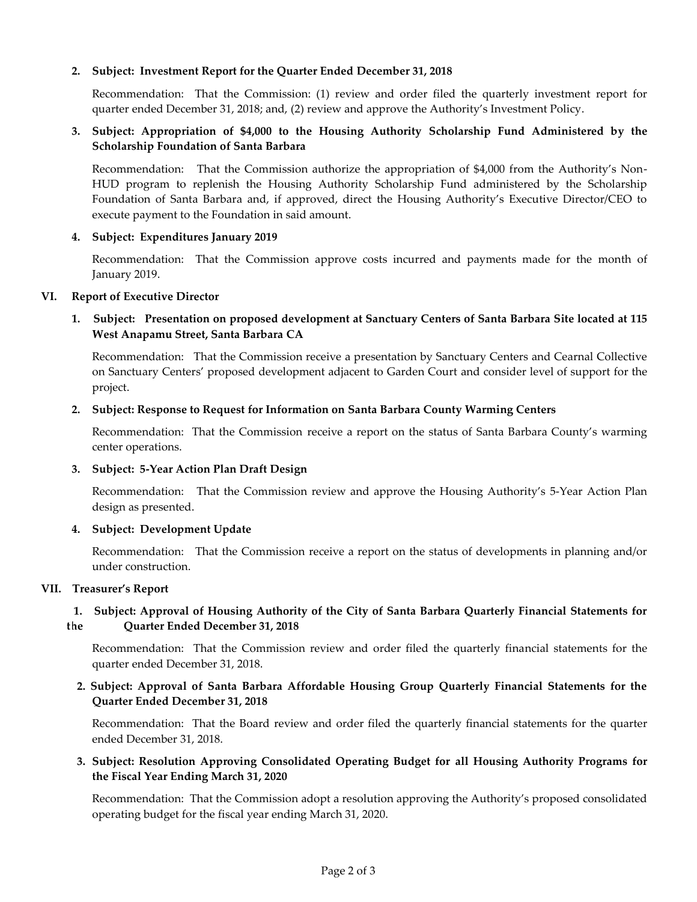2. **Subject: Investment Report for the Quarter Ended December 31, 2018**

   Recommendation: That the Commission: (1) review and order filed the quarterly investment report for quarter ended December 31, 2018; and, (2) review and approve the Authority's Investment Policy.

3. **Subject: Appropriation of $4,000 to the Housing Authority Scholarship Fund Administered by the Scholarship Foundation of Santa Barbara**

   Recommendation: That the Commission authorize the appropriation of $4,000 from the Authority's Non-HUD program to replenish the Housing Authority Scholarship Fund administered by the Scholarship Foundation of Santa Barbara and, if approved, direct the Housing Authority's Executive Director/CEO to execute payment to the Foundation in said amount.

4. **Subject: Expenditures January 2019**

   Recommendation: That the Commission approve costs incurred and payments made for the month of January 2019.

## VI. Report of Executive Director

1. **Subject: Presentation on proposed development at Sanctuary Centers of Santa Barbara Site located at 115 West Anapamu Street, Santa Barbara CA**

   Recommendation: That the Commission receive a presentation by Sanctuary Centers and Cearnal Collective on Sanctuary Centers' proposed development adjacent to Garden Court and consider level of support for the project.

2. **Subject: Response to Request for Information on Santa Barbara County Warming Centers**

   Recommendation: That the Commission receive a report on the status of Santa Barbara County's warming center operations.

3. **Subject: 5-Year Action Plan Draft Design**

   Recommendation: That the Commission review and approve the Housing Authority's 5-Year Action Plan design as presented.

4. **Subject: Development Update**

   Recommendation: That the Commission receive a report on the status of developments in planning and/or under construction.

## VII. Treasurer's Report

1. **Subject: Approval of Housing Authority of the City of Santa Barbara Quarterly Financial Statements for the Quarter Ended December 31, 2018**

   Recommendation: That the Commission review and order filed the quarterly financial statements for the quarter ended December 31, 2018.

2. **Subject: Approval of Santa Barbara Affordable Housing Group Quarterly Financial Statements for the Quarter Ended December 31, 2018**

   Recommendation: That the Board review and order filed the quarterly financial statements for the quarter ended December 31, 2018.

3. **Subject: Resolution Approving Consolidated Operating Budget for all Housing Authority Programs for the Fiscal Year Ending March 31, 2020**

   Recommendation: That the Commission adopt a resolution approving the Authority's proposed consolidated operating budget for the fiscal year ending March 31, 2020.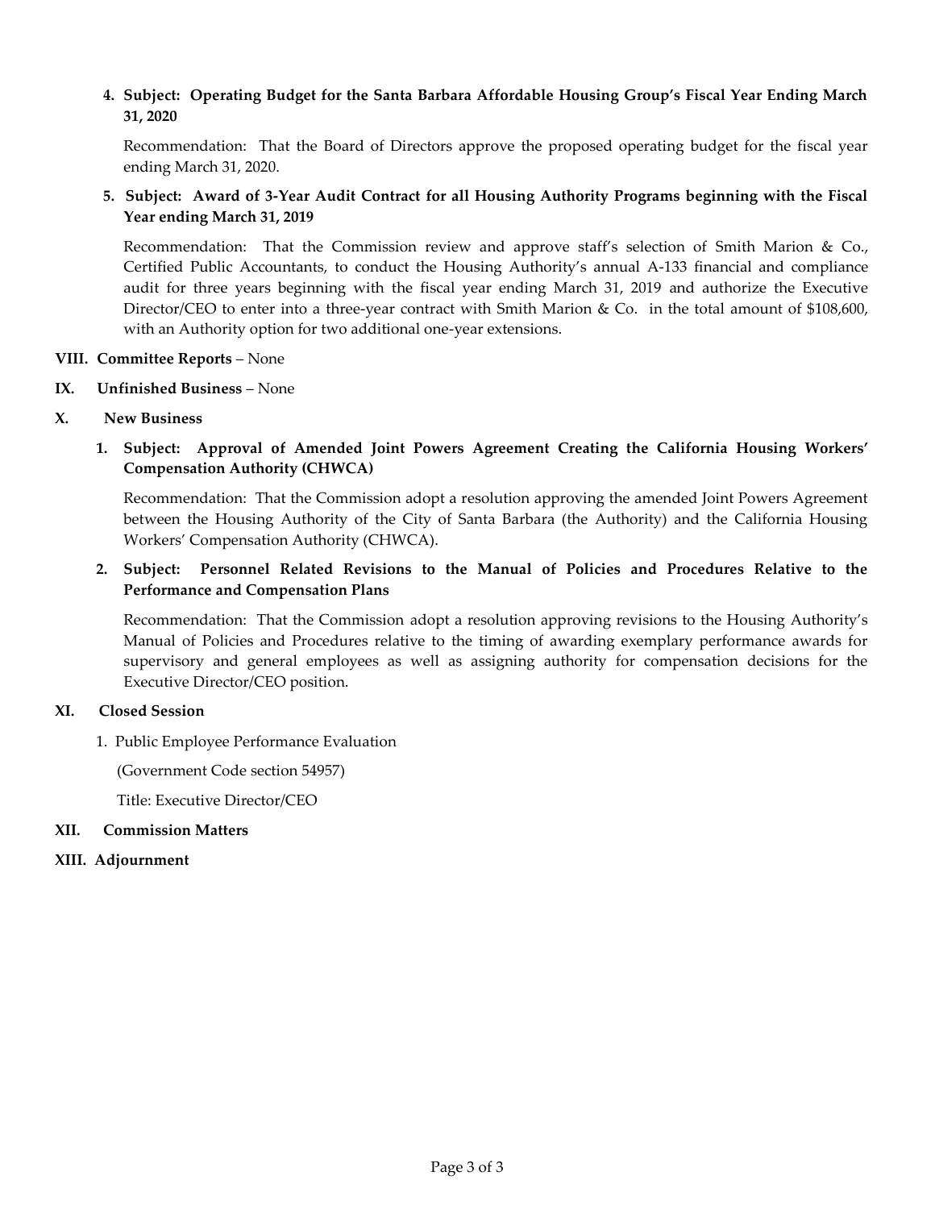4. **Subject: Operating Budget for the Santa Barbara Affordable Housing Group's Fiscal Year Ending March 31, 2020**

   Recommendation: That the Board of Directors approve the proposed operating budget for the fiscal year ending March 31, 2020.

5. **Subject: Award of 3-Year Audit Contract for all Housing Authority Programs beginning with the Fiscal Year ending March 31, 2019**

   Recommendation: That the Commission review and approve staff's selection of Smith Marion & Co., Certified Public Accountants, to conduct the Housing Authority's annual A-133 financial and compliance audit for three years beginning with the fiscal year ending March 31, 2019 and authorize the Executive Director/CEO to enter into a three-year contract with Smith Marion & Co. in the total amount of $108,600, with an Authority option for two additional one-year extensions.

**VIII. Committee Reports** – None

**IX. Unfinished Business** – None

**X. New Business**

1. **Subject: Approval of Amended Joint Powers Agreement Creating the California Housing Workers' Compensation Authority (CHWCA)**

   Recommendation: That the Commission adopt a resolution approving the amended Joint Powers Agreement between the Housing Authority of the City of Santa Barbara (the Authority) and the California Housing Workers' Compensation Authority (CHWCA).

2. **Subject: Personnel Related Revisions to the Manual of Policies and Procedures Relative to the Performance and Compensation Plans**

   Recommendation: That the Commission adopt a resolution approving revisions to the Housing Authority's Manual of Policies and Procedures relative to the timing of awarding exemplary performance awards for supervisory and general employees as well as assigning authority for compensation decisions for the Executive Director/CEO position.

**XI. Closed Session**

1. Public Employee Performance Evaluation

   (Government Code section 54957)

   Title: Executive Director/CEO

**XII. Commission Matters**

**XIII. Adjournment**